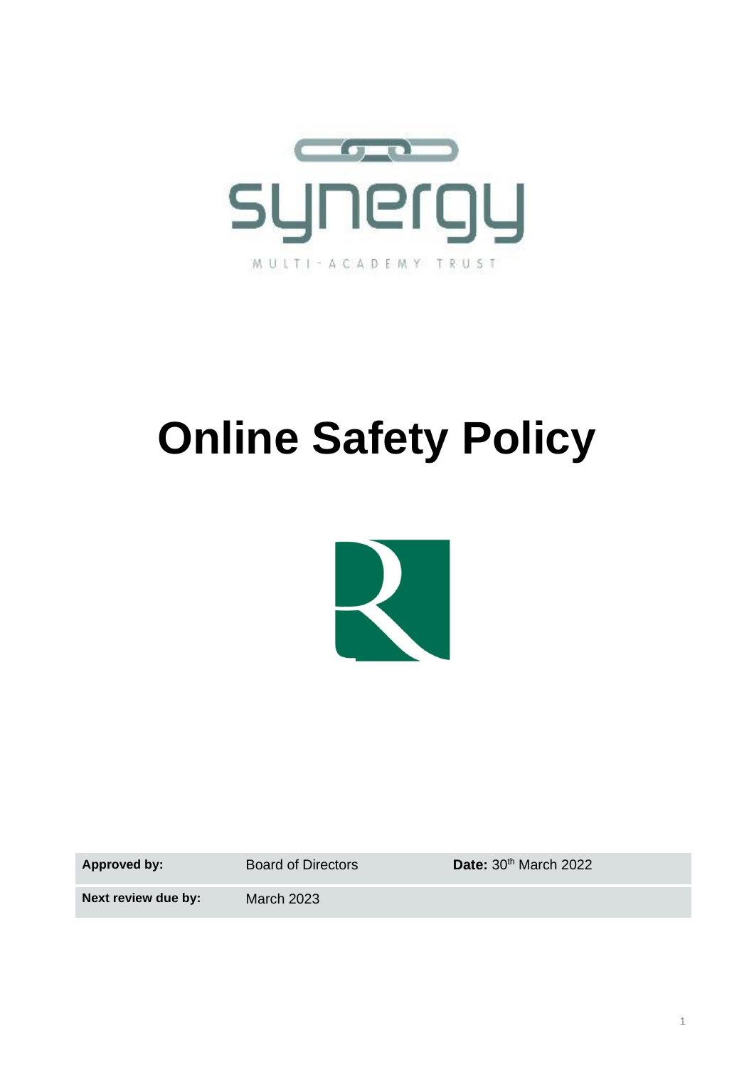synergy

MULTI-ACADEMY TRUST

# Online Safety Policy

| **Approved by:** | Board of Directors | **Date:** 30th March 2022 |
|---|---|---|
| **Next review due by:** | March 2023 | |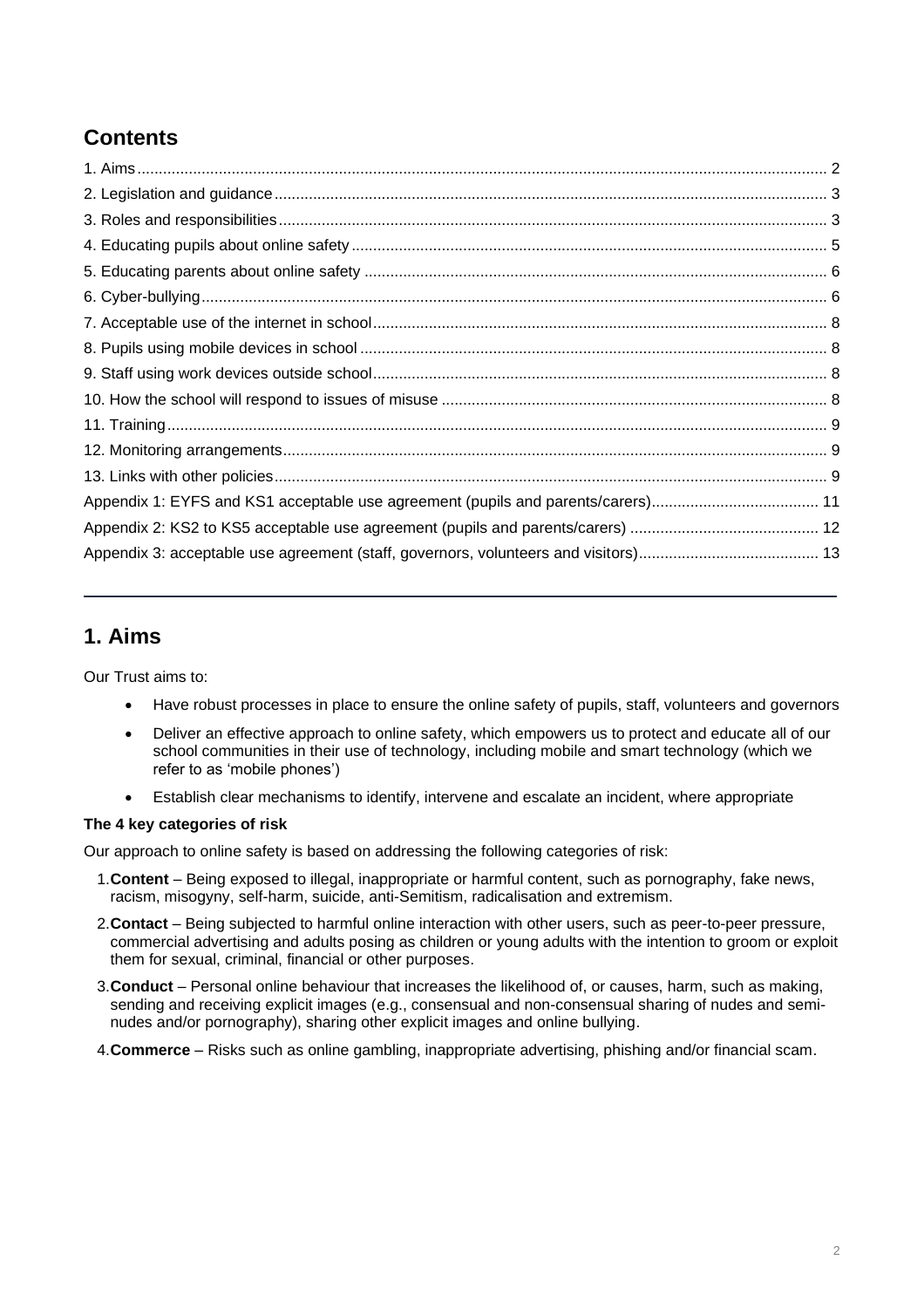## Contents

1. Aims ... 2
2. Legislation and guidance ... 3
3. Roles and responsibilities ... 3
4. Educating pupils about online safety ... 5
5. Educating parents about online safety ... 6
6. Cyber-bullying ... 6
7. Acceptable use of the internet in school ... 8
8. Pupils using mobile devices in school ... 8
9. Staff using work devices outside school ... 8
10. How the school will respond to issues of misuse ... 8
11. Training ... 9
12. Monitoring arrangements ... 9
13. Links with other policies ... 9

Appendix 1: EYFS and KS1 acceptable use agreement (pupils and parents/carers) ... 11

Appendix 2: KS2 to KS5 acceptable use agreement (pupils and parents/carers) ... 12

Appendix 3: acceptable use agreement (staff, governors, volunteers and visitors) ... 13

---

## 1. Aims

Our Trust aims to:

- Have robust processes in place to ensure the online safety of pupils, staff, volunteers and governors
- Deliver an effective approach to online safety, which empowers us to protect and educate all of our school communities in their use of technology, including mobile and smart technology (which we refer to as 'mobile phones')
- Establish clear mechanisms to identify, intervene and escalate an incident, where appropriate

**The 4 key categories of risk**

Our approach to online safety is based on addressing the following categories of risk:

1. **Content** – Being exposed to illegal, inappropriate or harmful content, such as pornography, fake news, racism, misogyny, self-harm, suicide, anti-Semitism, radicalisation and extremism.
2. **Contact** – Being subjected to harmful online interaction with other users, such as peer-to-peer pressure, commercial advertising and adults posing as children or young adults with the intention to groom or exploit them for sexual, criminal, financial or other purposes.
3. **Conduct** – Personal online behaviour that increases the likelihood of, or causes, harm, such as making, sending and receiving explicit images (e.g., consensual and non-consensual sharing of nudes and semi-nudes and/or pornography), sharing other explicit images and online bullying.
4. **Commerce** – Risks such as online gambling, inappropriate advertising, phishing and/or financial scam.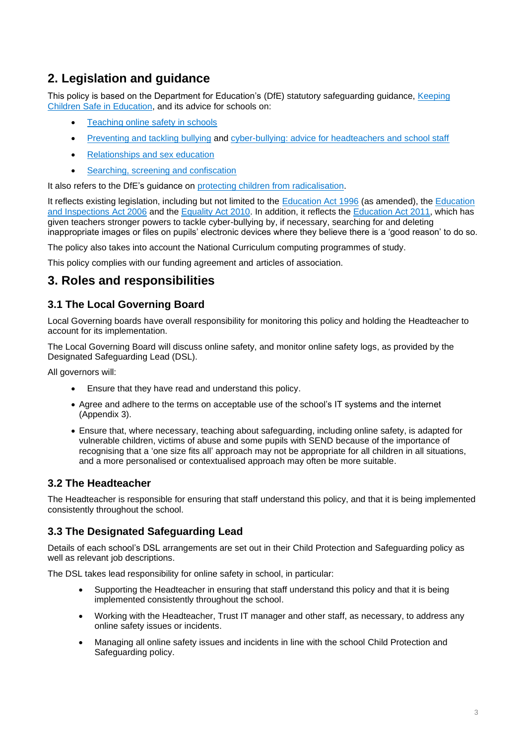## 2. Legislation and guidance

This policy is based on the Department for Education's (DfE) statutory safeguarding guidance, Keeping Children Safe in Education, and its advice for schools on:

- Teaching online safety in schools
- Preventing and tackling bullying and cyber-bullying: advice for headteachers and school staff
- Relationships and sex education
- Searching, screening and confiscation

It also refers to the DfE's guidance on protecting children from radicalisation.

It reflects existing legislation, including but not limited to the Education Act 1996 (as amended), the Education and Inspections Act 2006 and the Equality Act 2010. In addition, it reflects the Education Act 2011, which has given teachers stronger powers to tackle cyber-bullying by, if necessary, searching for and deleting inappropriate images or files on pupils' electronic devices where they believe there is a 'good reason' to do so.

The policy also takes into account the National Curriculum computing programmes of study.

This policy complies with our funding agreement and articles of association.

## 3. Roles and responsibilities

### 3.1 The Local Governing Board

Local Governing boards have overall responsibility for monitoring this policy and holding the Headteacher to account for its implementation.

The Local Governing Board will discuss online safety, and monitor online safety logs, as provided by the Designated Safeguarding Lead (DSL).

All governors will:

- Ensure that they have read and understand this policy.
- Agree and adhere to the terms on acceptable use of the school's IT systems and the internet (Appendix 3).
- Ensure that, where necessary, teaching about safeguarding, including online safety, is adapted for vulnerable children, victims of abuse and some pupils with SEND because of the importance of recognising that a 'one size fits all' approach may not be appropriate for all children in all situations, and a more personalised or contextualised approach may often be more suitable.

### 3.2 The Headteacher

The Headteacher is responsible for ensuring that staff understand this policy, and that it is being implemented consistently throughout the school.

### 3.3 The Designated Safeguarding Lead

Details of each school's DSL arrangements are set out in their Child Protection and Safeguarding policy as well as relevant job descriptions.

The DSL takes lead responsibility for online safety in school, in particular:

- Supporting the Headteacher in ensuring that staff understand this policy and that it is being implemented consistently throughout the school.
- Working with the Headteacher, Trust IT manager and other staff, as necessary, to address any online safety issues or incidents.
- Managing all online safety issues and incidents in line with the school Child Protection and Safeguarding policy.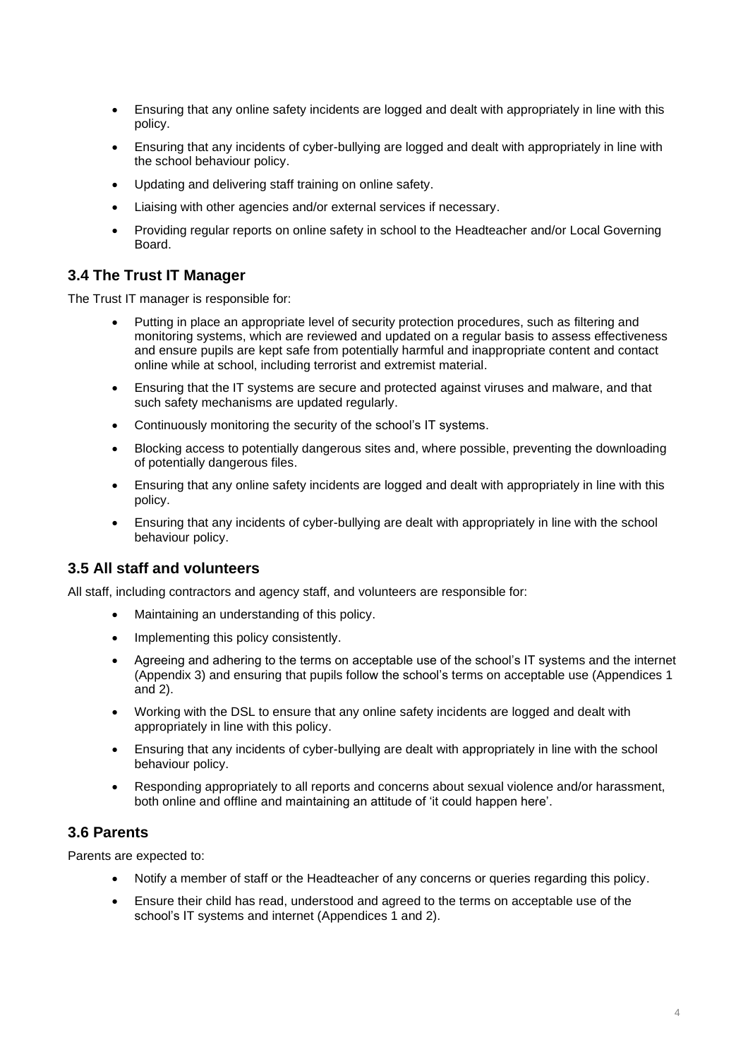- Ensuring that any online safety incidents are logged and dealt with appropriately in line with this policy.
- Ensuring that any incidents of cyber-bullying are logged and dealt with appropriately in line with the school behaviour policy.
- Updating and delivering staff training on online safety.
- Liaising with other agencies and/or external services if necessary.
- Providing regular reports on online safety in school to the Headteacher and/or Local Governing Board.

### 3.4 The Trust IT Manager

The Trust IT manager is responsible for:

- Putting in place an appropriate level of security protection procedures, such as filtering and monitoring systems, which are reviewed and updated on a regular basis to assess effectiveness and ensure pupils are kept safe from potentially harmful and inappropriate content and contact online while at school, including terrorist and extremist material.
- Ensuring that the IT systems are secure and protected against viruses and malware, and that such safety mechanisms are updated regularly.
- Continuously monitoring the security of the school's IT systems.
- Blocking access to potentially dangerous sites and, where possible, preventing the downloading of potentially dangerous files.
- Ensuring that any online safety incidents are logged and dealt with appropriately in line with this policy.
- Ensuring that any incidents of cyber-bullying are dealt with appropriately in line with the school behaviour policy.

### 3.5 All staff and volunteers

All staff, including contractors and agency staff, and volunteers are responsible for:

- Maintaining an understanding of this policy.
- Implementing this policy consistently.
- Agreeing and adhering to the terms on acceptable use of the school's IT systems and the internet (Appendix 3) and ensuring that pupils follow the school's terms on acceptable use (Appendices 1 and 2).
- Working with the DSL to ensure that any online safety incidents are logged and dealt with appropriately in line with this policy.
- Ensuring that any incidents of cyber-bullying are dealt with appropriately in line with the school behaviour policy.
- Responding appropriately to all reports and concerns about sexual violence and/or harassment, both online and offline and maintaining an attitude of 'it could happen here'.

### 3.6 Parents

Parents are expected to:

- Notify a member of staff or the Headteacher of any concerns or queries regarding this policy.
- Ensure their child has read, understood and agreed to the terms on acceptable use of the school's IT systems and internet (Appendices 1 and 2).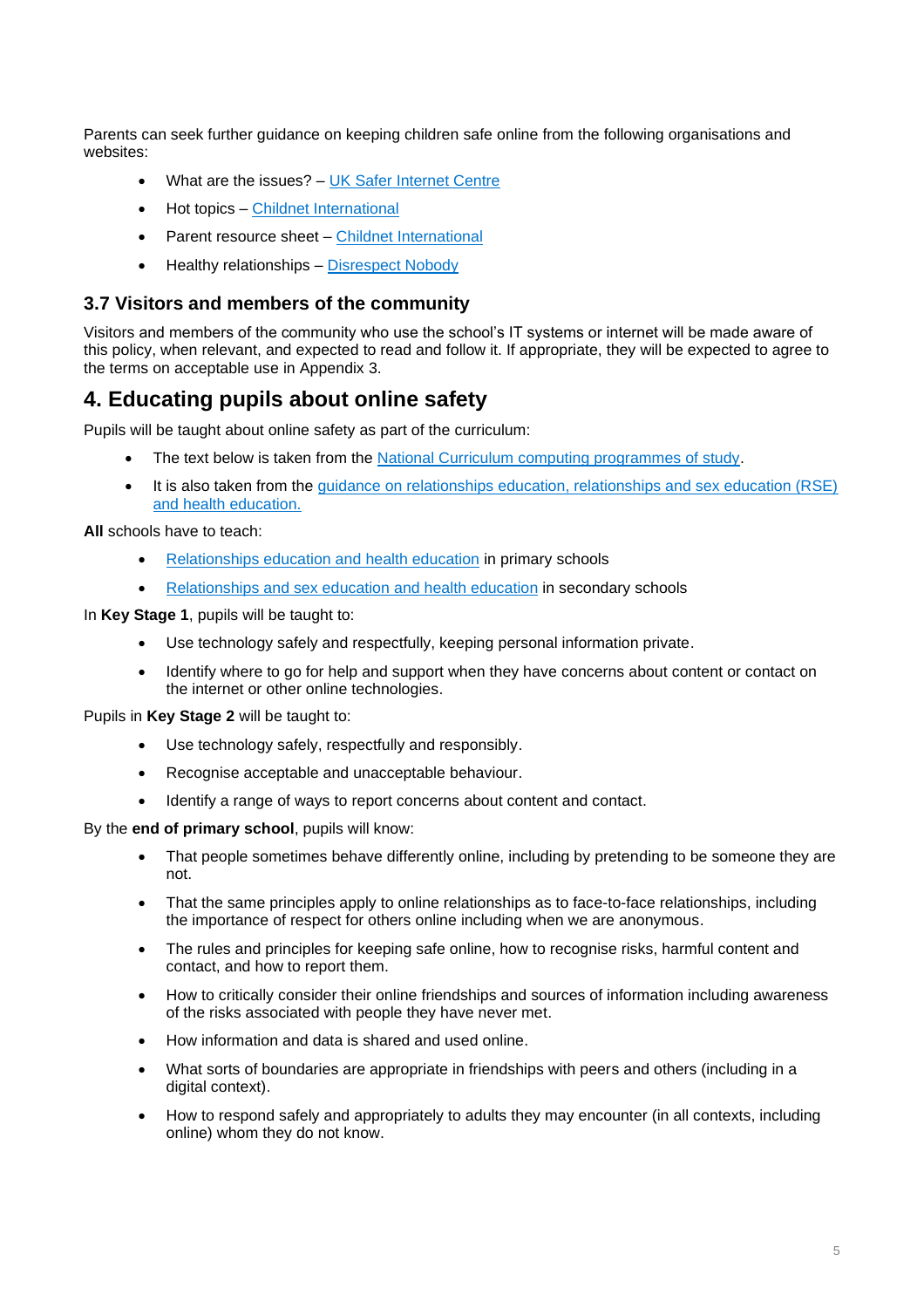Parents can seek further guidance on keeping children safe online from the following organisations and websites:

- What are the issues? – UK Safer Internet Centre
- Hot topics – Childnet International
- Parent resource sheet – Childnet International
- Healthy relationships – Disrespect Nobody

### 3.7 Visitors and members of the community

Visitors and members of the community who use the school's IT systems or internet will be made aware of this policy, when relevant, and expected to read and follow it. If appropriate, they will be expected to agree to the terms on acceptable use in Appendix 3.

## 4. Educating pupils about online safety

Pupils will be taught about online safety as part of the curriculum:

- The text below is taken from the National Curriculum computing programmes of study.
- It is also taken from the guidance on relationships education, relationships and sex education (RSE) and health education.

**All** schools have to teach:

- Relationships education and health education in primary schools
- Relationships and sex education and health education in secondary schools

In **Key Stage 1**, pupils will be taught to:

- Use technology safely and respectfully, keeping personal information private.
- Identify where to go for help and support when they have concerns about content or contact on the internet or other online technologies.

Pupils in **Key Stage 2** will be taught to:

- Use technology safely, respectfully and responsibly.
- Recognise acceptable and unacceptable behaviour.
- Identify a range of ways to report concerns about content and contact.

By the **end of primary school**, pupils will know:

- That people sometimes behave differently online, including by pretending to be someone they are not.
- That the same principles apply to online relationships as to face-to-face relationships, including the importance of respect for others online including when we are anonymous.
- The rules and principles for keeping safe online, how to recognise risks, harmful content and contact, and how to report them.
- How to critically consider their online friendships and sources of information including awareness of the risks associated with people they have never met.
- How information and data is shared and used online.
- What sorts of boundaries are appropriate in friendships with peers and others (including in a digital context).
- How to respond safely and appropriately to adults they may encounter (in all contexts, including online) whom they do not know.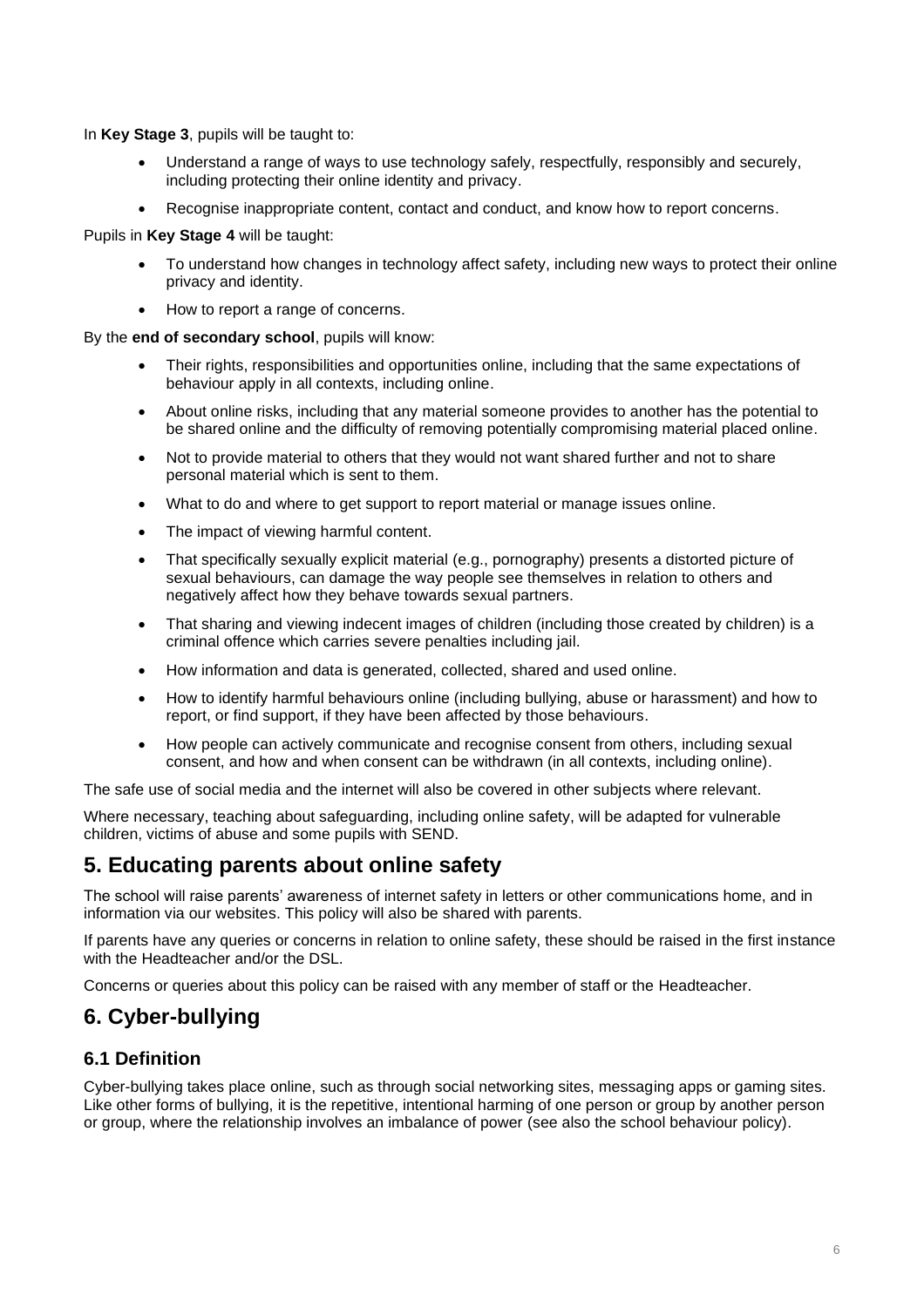In **Key Stage 3**, pupils will be taught to:

- Understand a range of ways to use technology safely, respectfully, responsibly and securely, including protecting their online identity and privacy.
- Recognise inappropriate content, contact and conduct, and know how to report concerns.

Pupils in **Key Stage 4** will be taught:

- To understand how changes in technology affect safety, including new ways to protect their online privacy and identity.
- How to report a range of concerns.

By the **end of secondary school**, pupils will know:

- Their rights, responsibilities and opportunities online, including that the same expectations of behaviour apply in all contexts, including online.
- About online risks, including that any material someone provides to another has the potential to be shared online and the difficulty of removing potentially compromising material placed online.
- Not to provide material to others that they would not want shared further and not to share personal material which is sent to them.
- What to do and where to get support to report material or manage issues online.
- The impact of viewing harmful content.
- That specifically sexually explicit material (e.g., pornography) presents a distorted picture of sexual behaviours, can damage the way people see themselves in relation to others and negatively affect how they behave towards sexual partners.
- That sharing and viewing indecent images of children (including those created by children) is a criminal offence which carries severe penalties including jail.
- How information and data is generated, collected, shared and used online.
- How to identify harmful behaviours online (including bullying, abuse or harassment) and how to report, or find support, if they have been affected by those behaviours.
- How people can actively communicate and recognise consent from others, including sexual consent, and how and when consent can be withdrawn (in all contexts, including online).

The safe use of social media and the internet will also be covered in other subjects where relevant.

Where necessary, teaching about safeguarding, including online safety, will be adapted for vulnerable children, victims of abuse and some pupils with SEND.

## 5. Educating parents about online safety

The school will raise parents' awareness of internet safety in letters or other communications home, and in information via our websites. This policy will also be shared with parents.

If parents have any queries or concerns in relation to online safety, these should be raised in the first instance with the Headteacher and/or the DSL.

Concerns or queries about this policy can be raised with any member of staff or the Headteacher.

## 6. Cyber-bullying

### 6.1 Definition

Cyber-bullying takes place online, such as through social networking sites, messaging apps or gaming sites. Like other forms of bullying, it is the repetitive, intentional harming of one person or group by another person or group, where the relationship involves an imbalance of power (see also the school behaviour policy).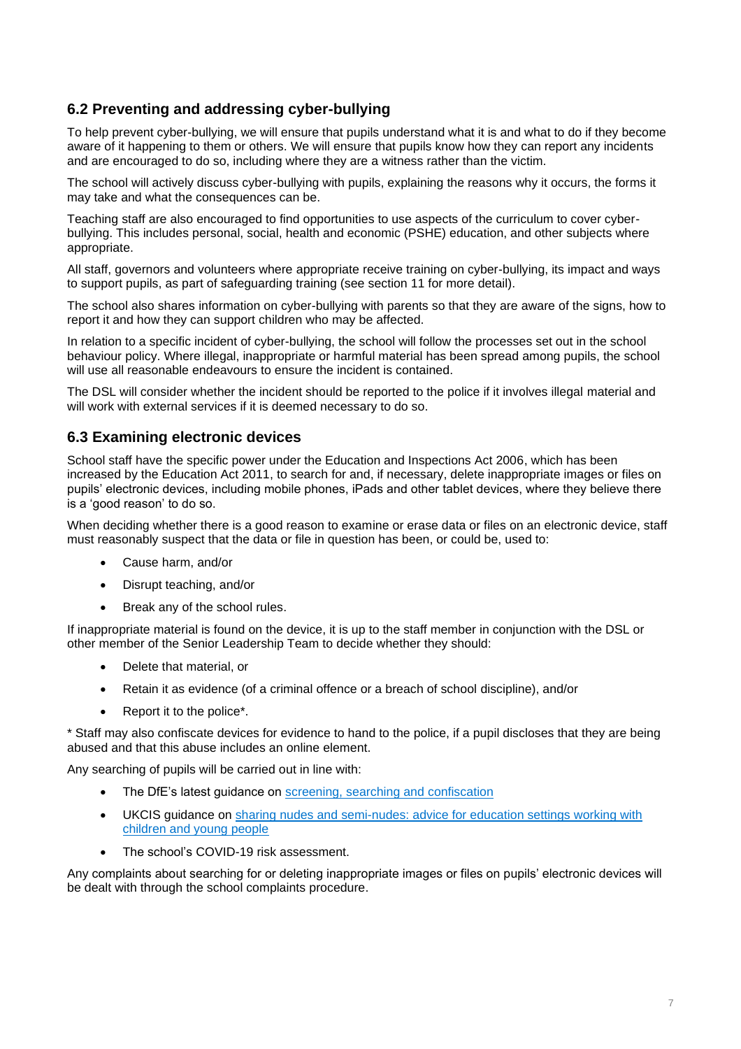### 6.2 Preventing and addressing cyber-bullying

To help prevent cyber-bullying, we will ensure that pupils understand what it is and what to do if they become aware of it happening to them or others. We will ensure that pupils know how they can report any incidents and are encouraged to do so, including where they are a witness rather than the victim.

The school will actively discuss cyber-bullying with pupils, explaining the reasons why it occurs, the forms it may take and what the consequences can be.

Teaching staff are also encouraged to find opportunities to use aspects of the curriculum to cover cyber-bullying. This includes personal, social, health and economic (PSHE) education, and other subjects where appropriate.

All staff, governors and volunteers where appropriate receive training on cyber-bullying, its impact and ways to support pupils, as part of safeguarding training (see section 11 for more detail).

The school also shares information on cyber-bullying with parents so that they are aware of the signs, how to report it and how they can support children who may be affected.

In relation to a specific incident of cyber-bullying, the school will follow the processes set out in the school behaviour policy. Where illegal, inappropriate or harmful material has been spread among pupils, the school will use all reasonable endeavours to ensure the incident is contained.

The DSL will consider whether the incident should be reported to the police if it involves illegal material and will work with external services if it is deemed necessary to do so.

### 6.3 Examining electronic devices

School staff have the specific power under the Education and Inspections Act 2006, which has been increased by the Education Act 2011, to search for and, if necessary, delete inappropriate images or files on pupils' electronic devices, including mobile phones, iPads and other tablet devices, where they believe there is a 'good reason' to do so.

When deciding whether there is a good reason to examine or erase data or files on an electronic device, staff must reasonably suspect that the data or file in question has been, or could be, used to:

- Cause harm, and/or
- Disrupt teaching, and/or
- Break any of the school rules.

If inappropriate material is found on the device, it is up to the staff member in conjunction with the DSL or other member of the Senior Leadership Team to decide whether they should:

- Delete that material, or
- Retain it as evidence (of a criminal offence or a breach of school discipline), and/or
- Report it to the police*.

* Staff may also confiscate devices for evidence to hand to the police, if a pupil discloses that they are being abused and that this abuse includes an online element.

Any searching of pupils will be carried out in line with:

- The DfE's latest guidance on screening, searching and confiscation
- UKCIS guidance on sharing nudes and semi-nudes: advice for education settings working with children and young people
- The school's COVID-19 risk assessment.

Any complaints about searching for or deleting inappropriate images or files on pupils' electronic devices will be dealt with through the school complaints procedure.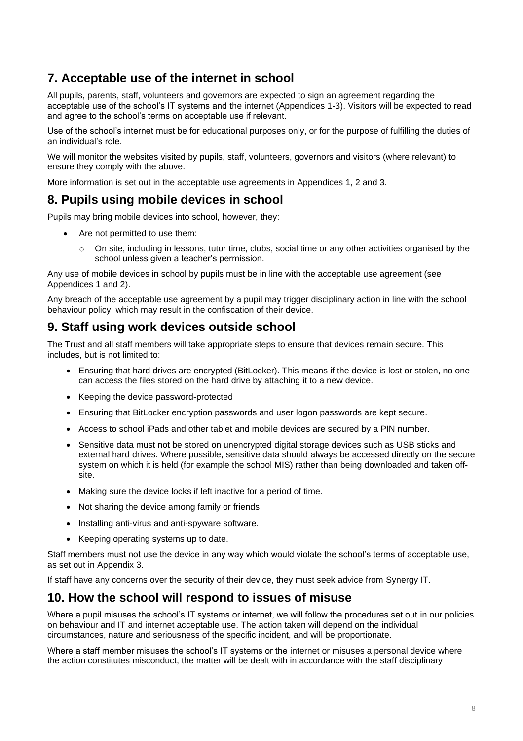## 7. Acceptable use of the internet in school

All pupils, parents, staff, volunteers and governors are expected to sign an agreement regarding the acceptable use of the school's IT systems and the internet (Appendices 1-3). Visitors will be expected to read and agree to the school's terms on acceptable use if relevant.

Use of the school's internet must be for educational purposes only, or for the purpose of fulfilling the duties of an individual's role.

We will monitor the websites visited by pupils, staff, volunteers, governors and visitors (where relevant) to ensure they comply with the above.

More information is set out in the acceptable use agreements in Appendices 1, 2 and 3.

## 8. Pupils using mobile devices in school

Pupils may bring mobile devices into school, however, they:

- Are not permitted to use them:
  - On site, including in lessons, tutor time, clubs, social time or any other activities organised by the school unless given a teacher's permission.

Any use of mobile devices in school by pupils must be in line with the acceptable use agreement (see Appendices 1 and 2).

Any breach of the acceptable use agreement by a pupil may trigger disciplinary action in line with the school behaviour policy, which may result in the confiscation of their device.

## 9. Staff using work devices outside school

The Trust and all staff members will take appropriate steps to ensure that devices remain secure. This includes, but is not limited to:

- Ensuring that hard drives are encrypted (BitLocker). This means if the device is lost or stolen, no one can access the files stored on the hard drive by attaching it to a new device.
- Keeping the device password-protected
- Ensuring that BitLocker encryption passwords and user logon passwords are kept secure.
- Access to school iPads and other tablet and mobile devices are secured by a PIN number.
- Sensitive data must not be stored on unencrypted digital storage devices such as USB sticks and external hard drives. Where possible, sensitive data should always be accessed directly on the secure system on which it is held (for example the school MIS) rather than being downloaded and taken off-site.
- Making sure the device locks if left inactive for a period of time.
- Not sharing the device among family or friends.
- Installing anti-virus and anti-spyware software.
- Keeping operating systems up to date.

Staff members must not use the device in any way which would violate the school's terms of acceptable use, as set out in Appendix 3.

If staff have any concerns over the security of their device, they must seek advice from Synergy IT.

## 10. How the school will respond to issues of misuse

Where a pupil misuses the school's IT systems or internet, we will follow the procedures set out in our policies on behaviour and IT and internet acceptable use. The action taken will depend on the individual circumstances, nature and seriousness of the specific incident, and will be proportionate.

Where a staff member misuses the school's IT systems or the internet or misuses a personal device where the action constitutes misconduct, the matter will be dealt with in accordance with the staff disciplinary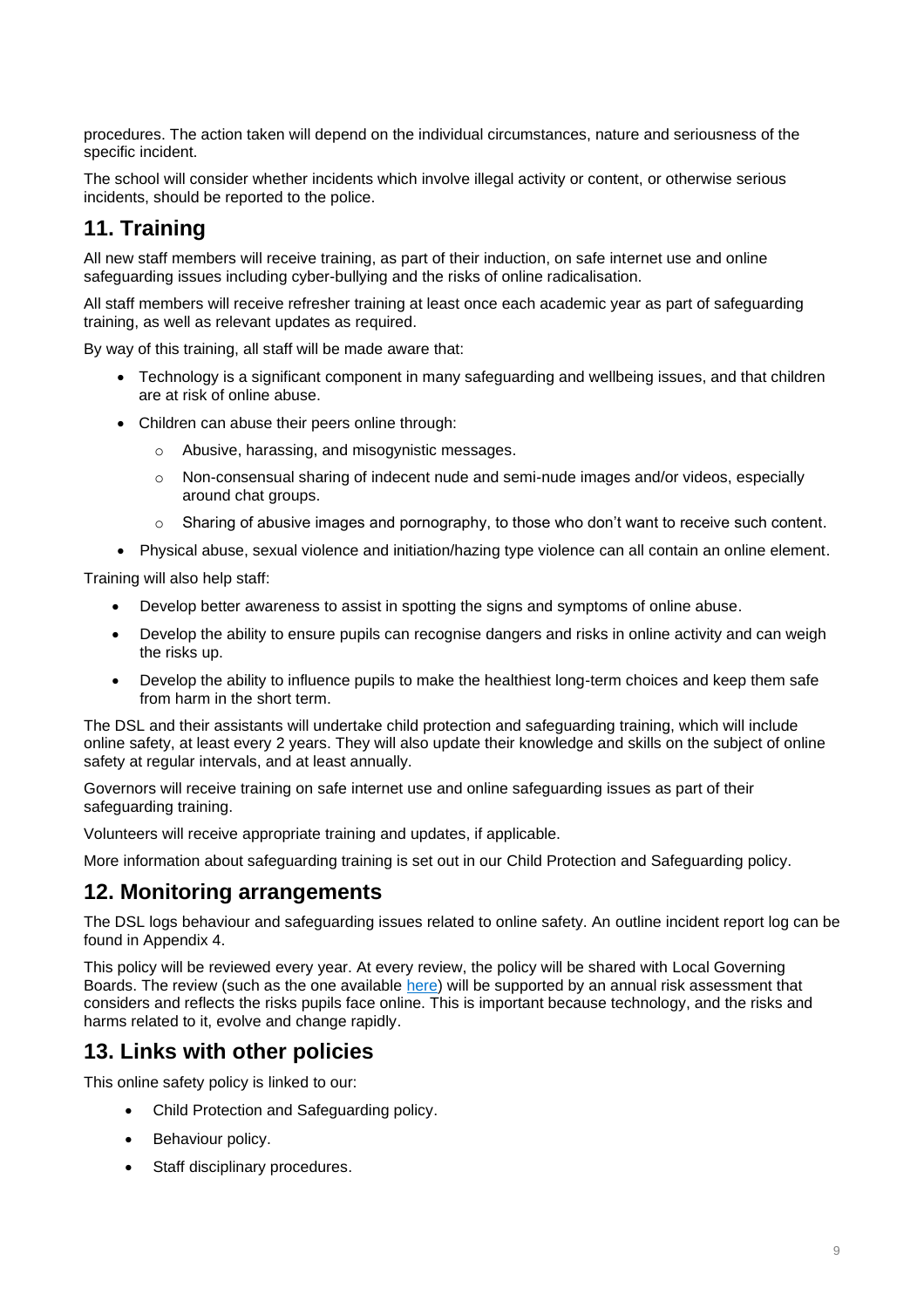procedures. The action taken will depend on the individual circumstances, nature and seriousness of the specific incident.

The school will consider whether incidents which involve illegal activity or content, or otherwise serious incidents, should be reported to the police.

## 11. Training

All new staff members will receive training, as part of their induction, on safe internet use and online safeguarding issues including cyber-bullying and the risks of online radicalisation.

All staff members will receive refresher training at least once each academic year as part of safeguarding training, as well as relevant updates as required.

By way of this training, all staff will be made aware that:

- Technology is a significant component in many safeguarding and wellbeing issues, and that children are at risk of online abuse.
- Children can abuse their peers online through:
    - Abusive, harassing, and misogynistic messages.
    - Non-consensual sharing of indecent nude and semi-nude images and/or videos, especially around chat groups.
    - Sharing of abusive images and pornography, to those who don't want to receive such content.
- Physical abuse, sexual violence and initiation/hazing type violence can all contain an online element.

Training will also help staff:

- Develop better awareness to assist in spotting the signs and symptoms of online abuse.
- Develop the ability to ensure pupils can recognise dangers and risks in online activity and can weigh the risks up.
- Develop the ability to influence pupils to make the healthiest long-term choices and keep them safe from harm in the short term.

The DSL and their assistants will undertake child protection and safeguarding training, which will include online safety, at least every 2 years. They will also update their knowledge and skills on the subject of online safety at regular intervals, and at least annually.

Governors will receive training on safe internet use and online safeguarding issues as part of their safeguarding training.

Volunteers will receive appropriate training and updates, if applicable.

More information about safeguarding training is set out in our Child Protection and Safeguarding policy.

## 12. Monitoring arrangements

The DSL logs behaviour and safeguarding issues related to online safety. An outline incident report log can be found in Appendix 4.

This policy will be reviewed every year. At every review, the policy will be shared with Local Governing Boards. The review (such as the one available here) will be supported by an annual risk assessment that considers and reflects the risks pupils face online. This is important because technology, and the risks and harms related to it, evolve and change rapidly.

## 13. Links with other policies

This online safety policy is linked to our:

- Child Protection and Safeguarding policy.
- Behaviour policy.
- Staff disciplinary procedures.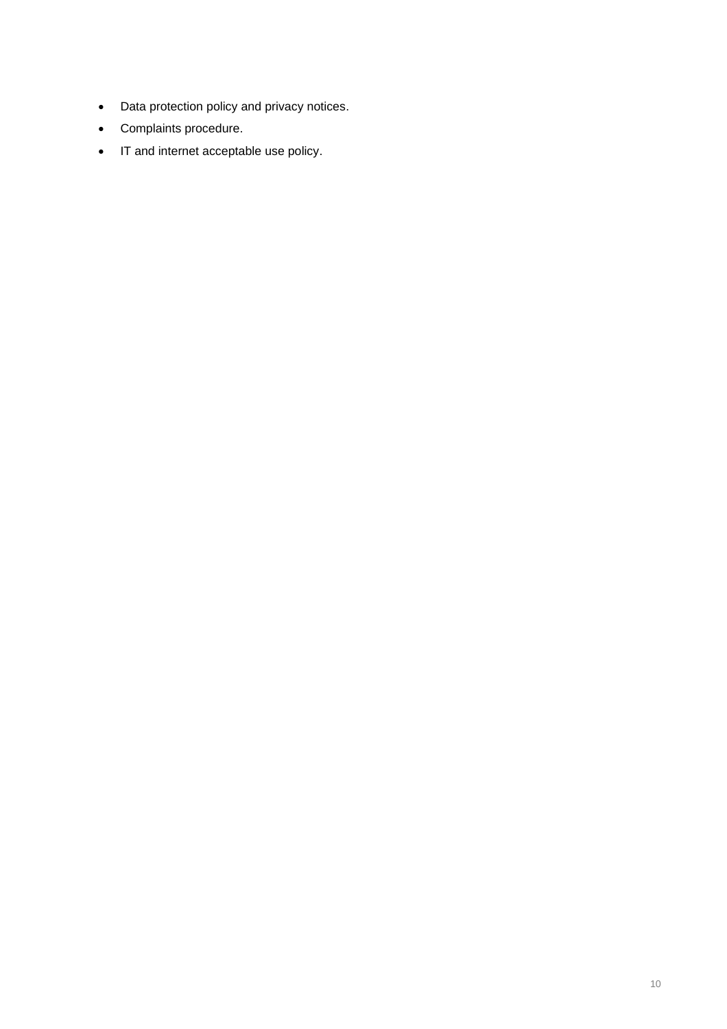- Data protection policy and privacy notices.
- Complaints procedure.
- IT and internet acceptable use policy.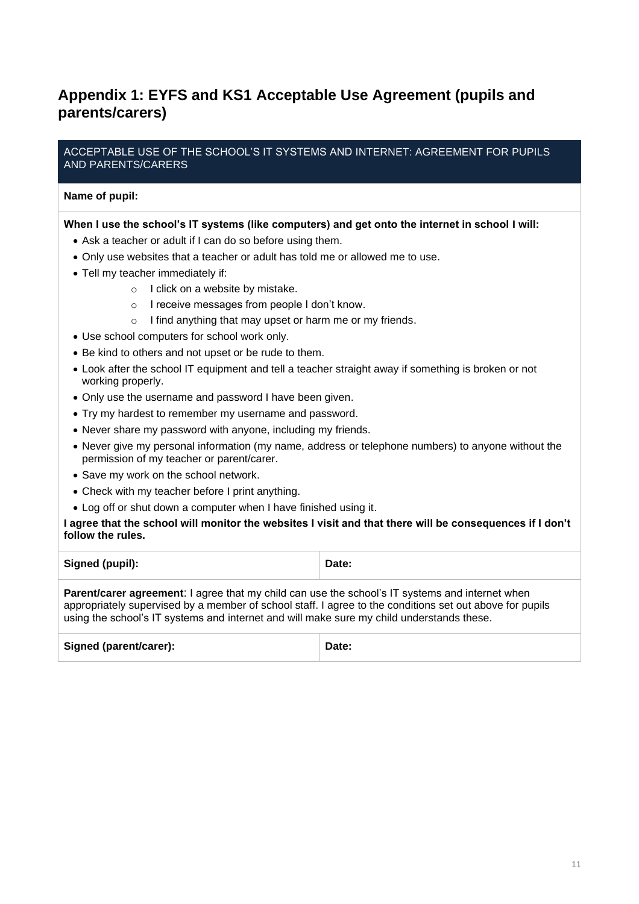## Appendix 1: EYFS and KS1 Acceptable Use Agreement (pupils and parents/carers)

ACCEPTABLE USE OF THE SCHOOL'S IT SYSTEMS AND INTERNET: AGREEMENT FOR PUPILS AND PARENTS/CARERS

**Name of pupil:**

**When I use the school's IT systems (like computers) and get onto the internet in school I will:**

- Ask a teacher or adult if I can do so before using them.
- Only use websites that a teacher or adult has told me or allowed me to use.
- Tell my teacher immediately if:
  - I click on a website by mistake.
  - I receive messages from people I don't know.
  - I find anything that may upset or harm me or my friends.
- Use school computers for school work only.
- Be kind to others and not upset or be rude to them.
- Look after the school IT equipment and tell a teacher straight away if something is broken or not working properly.
- Only use the username and password I have been given.
- Try my hardest to remember my username and password.
- Never share my password with anyone, including my friends.
- Never give my personal information (my name, address or telephone numbers) to anyone without the permission of my teacher or parent/carer.
- Save my work on the school network.
- Check with my teacher before I print anything.
- Log off or shut down a computer when I have finished using it.

**I agree that the school will monitor the websites I visit and that there will be consequences if I don't follow the rules.**

| **Signed (pupil):** | **Date:** |
|---|---|

**Parent/carer agreement**: I agree that my child can use the school's IT systems and internet when appropriately supervised by a member of school staff. I agree to the conditions set out above for pupils using the school's IT systems and internet and will make sure my child understands these.

| **Signed (parent/carer):** | **Date:** |
|---|---|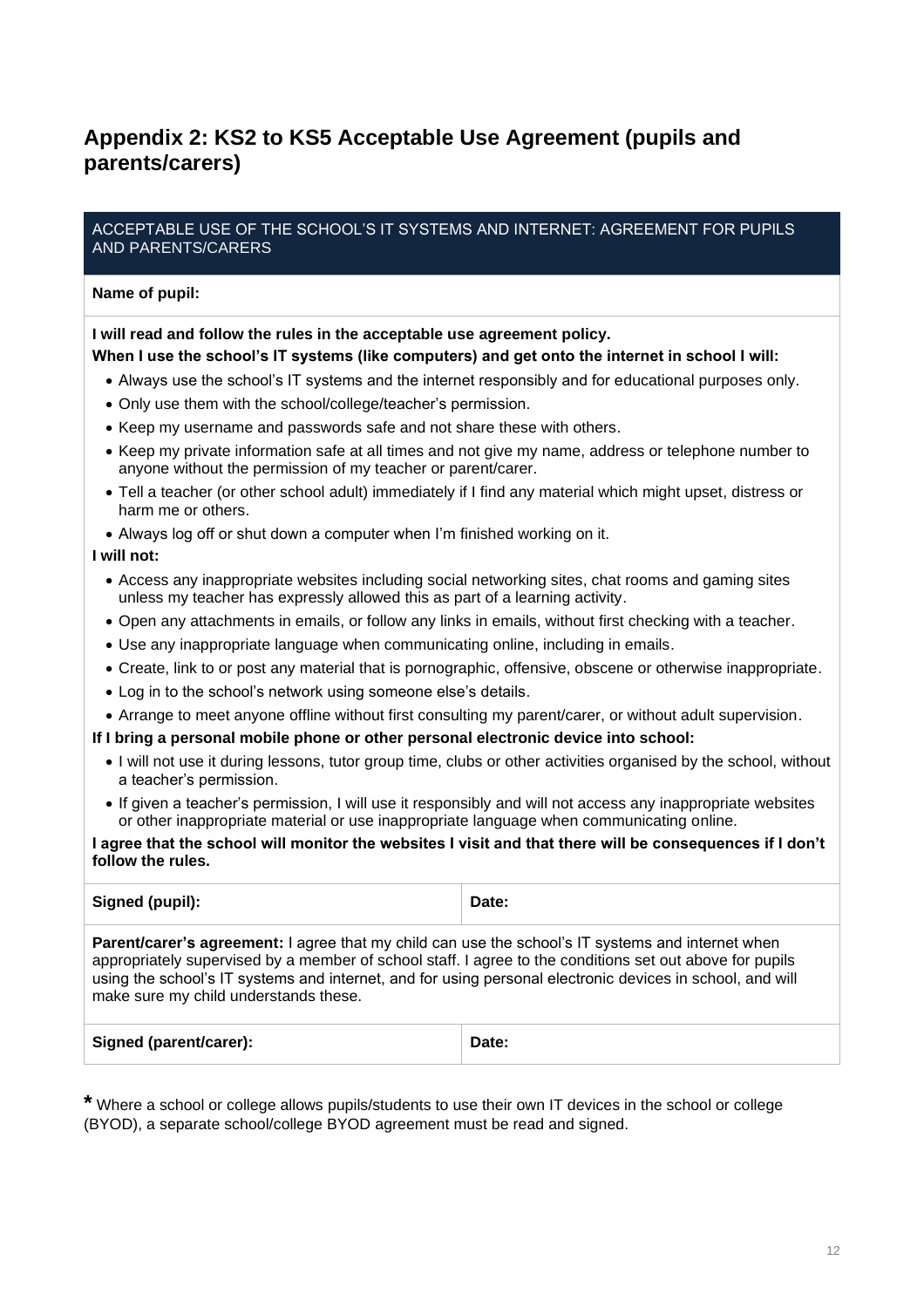## Appendix 2: KS2 to KS5 Acceptable Use Agreement (pupils and parents/carers)

ACCEPTABLE USE OF THE SCHOOL'S IT SYSTEMS AND INTERNET: AGREEMENT FOR PUPILS AND PARENTS/CARERS

**Name of pupil:**

**I will read and follow the rules in the acceptable use agreement policy.**
**When I use the school's IT systems (like computers) and get onto the internet in school I will:**

- Always use the school's IT systems and the internet responsibly and for educational purposes only.
- Only use them with the school/college/teacher's permission.
- Keep my username and passwords safe and not share these with others.
- Keep my private information safe at all times and not give my name, address or telephone number to anyone without the permission of my teacher or parent/carer.
- Tell a teacher (or other school adult) immediately if I find any material which might upset, distress or harm me or others.
- Always log off or shut down a computer when I'm finished working on it.

**I will not:**

- Access any inappropriate websites including social networking sites, chat rooms and gaming sites unless my teacher has expressly allowed this as part of a learning activity.
- Open any attachments in emails, or follow any links in emails, without first checking with a teacher.
- Use any inappropriate language when communicating online, including in emails.
- Create, link to or post any material that is pornographic, offensive, obscene or otherwise inappropriate.
- Log in to the school's network using someone else's details.
- Arrange to meet anyone offline without first consulting my parent/carer, or without adult supervision.

**If I bring a personal mobile phone or other personal electronic device into school:**

- I will not use it during lessons, tutor group time, clubs or other activities organised by the school, without a teacher's permission.
- If given a teacher's permission, I will use it responsibly and will not access any inappropriate websites or other inappropriate material or use inappropriate language when communicating online.

**I agree that the school will monitor the websites I visit and that there will be consequences if I don't follow the rules.**

| **Signed (pupil):** | **Date:** |
|---|---|

**Parent/carer's agreement:** I agree that my child can use the school's IT systems and internet when appropriately supervised by a member of school staff. I agree to the conditions set out above for pupils using the school's IT systems and internet, and for using personal electronic devices in school, and will make sure my child understands these.

| **Signed (parent/carer):** | **Date:** |
|---|---|

**\*** Where a school or college allows pupils/students to use their own IT devices in the school or college (BYOD), a separate school/college BYOD agreement must be read and signed.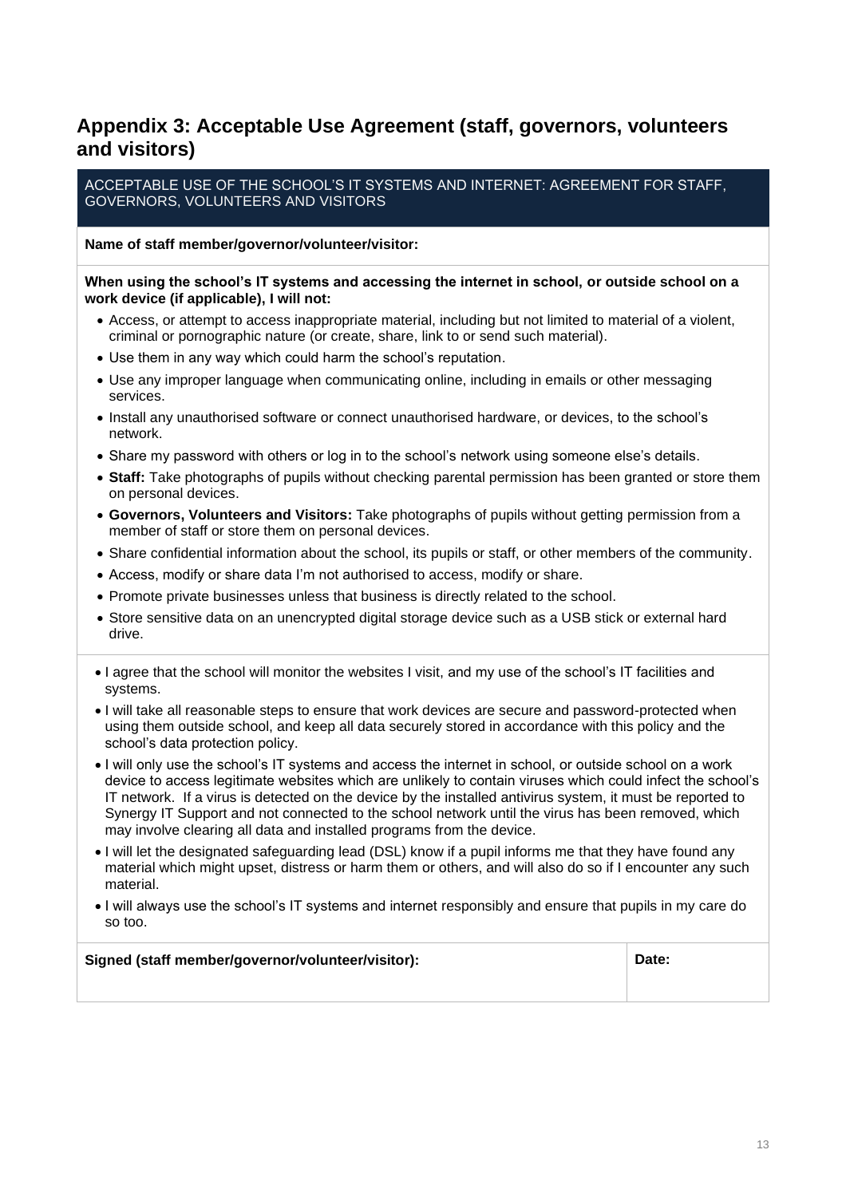## Appendix 3: Acceptable Use Agreement (staff, governors, volunteers and visitors)

ACCEPTABLE USE OF THE SCHOOL'S IT SYSTEMS AND INTERNET: AGREEMENT FOR STAFF, GOVERNORS, VOLUNTEERS AND VISITORS

**Name of staff member/governor/volunteer/visitor:**

**When using the school's IT systems and accessing the internet in school, or outside school on a work device (if applicable), I will not:**

- Access, or attempt to access inappropriate material, including but not limited to material of a violent, criminal or pornographic nature (or create, share, link to or send such material).
- Use them in any way which could harm the school's reputation.
- Use any improper language when communicating online, including in emails or other messaging services.
- Install any unauthorised software or connect unauthorised hardware, or devices, to the school's network.
- Share my password with others or log in to the school's network using someone else's details.
- **Staff:** Take photographs of pupils without checking parental permission has been granted or store them on personal devices.
- **Governors, Volunteers and Visitors:** Take photographs of pupils without getting permission from a member of staff or store them on personal devices.
- Share confidential information about the school, its pupils or staff, or other members of the community.
- Access, modify or share data I'm not authorised to access, modify or share.
- Promote private businesses unless that business is directly related to the school.
- Store sensitive data on an unencrypted digital storage device such as a USB stick or external hard drive.

- I agree that the school will monitor the websites I visit, and my use of the school's IT facilities and systems.
- I will take all reasonable steps to ensure that work devices are secure and password-protected when using them outside school, and keep all data securely stored in accordance with this policy and the school's data protection policy.
- I will only use the school's IT systems and access the internet in school, or outside school on a work device to access legitimate websites which are unlikely to contain viruses which could infect the school's IT network. If a virus is detected on the device by the installed antivirus system, it must be reported to Synergy IT Support and not connected to the school network until the virus has been removed, which may involve clearing all data and installed programs from the device.
- I will let the designated safeguarding lead (DSL) know if a pupil informs me that they have found any material which might upset, distress or harm them or others, and will also do so if I encounter any such material.
- I will always use the school's IT systems and internet responsibly and ensure that pupils in my care do so too.

| **Signed (staff member/governor/volunteer/visitor):** | **Date:** |
| --- | --- |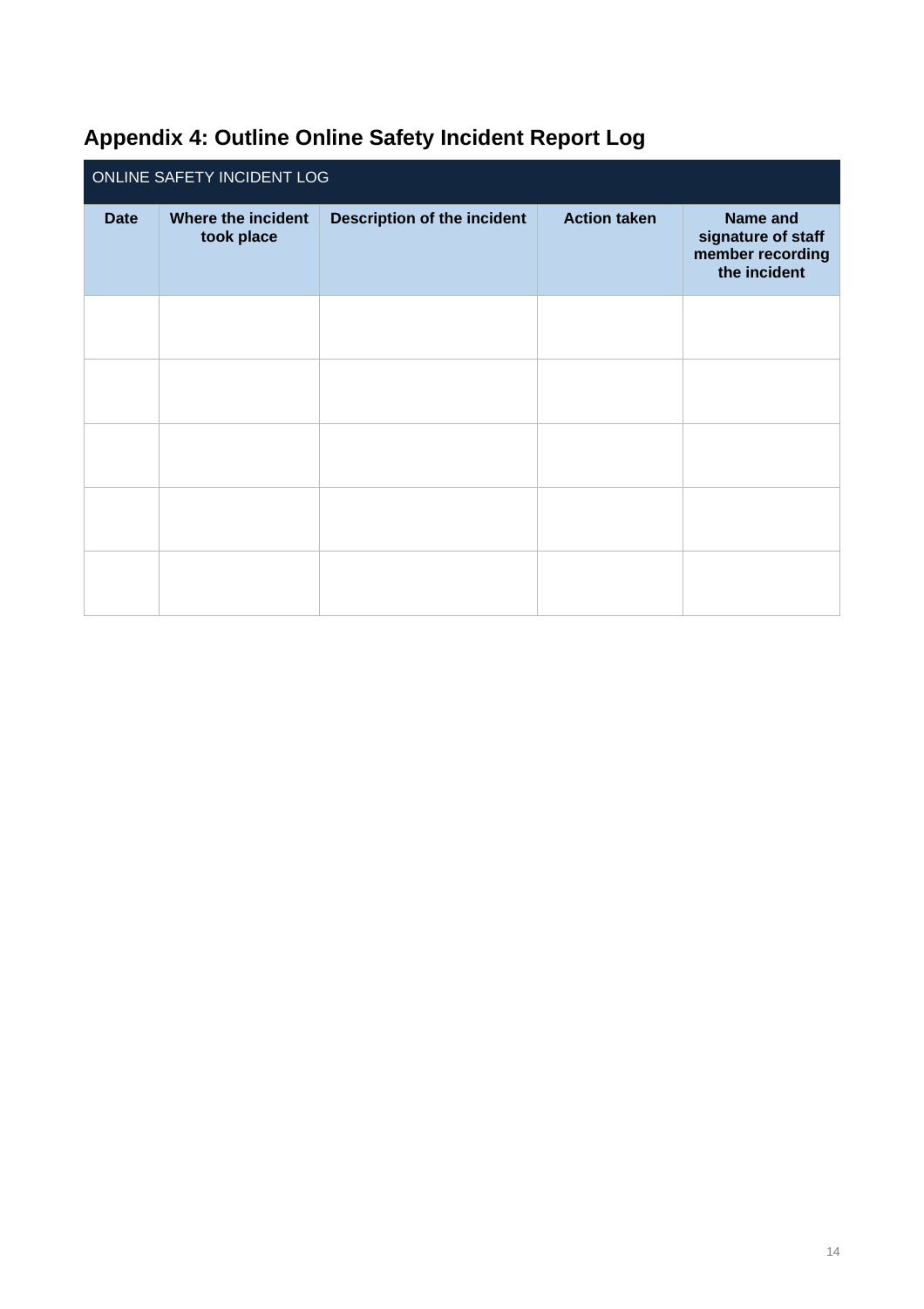## Appendix 4: Outline Online Safety Incident Report Log

| ONLINE SAFETY INCIDENT LOG | | | | |
|---|---|---|---|---|
| **Date** | **Where the incident took place** | **Description of the incident** | **Action taken** | **Name and signature of staff member recording the incident** |
| | | | | |
| | | | | |
| | | | | |
| | | | | |
| | | | | |